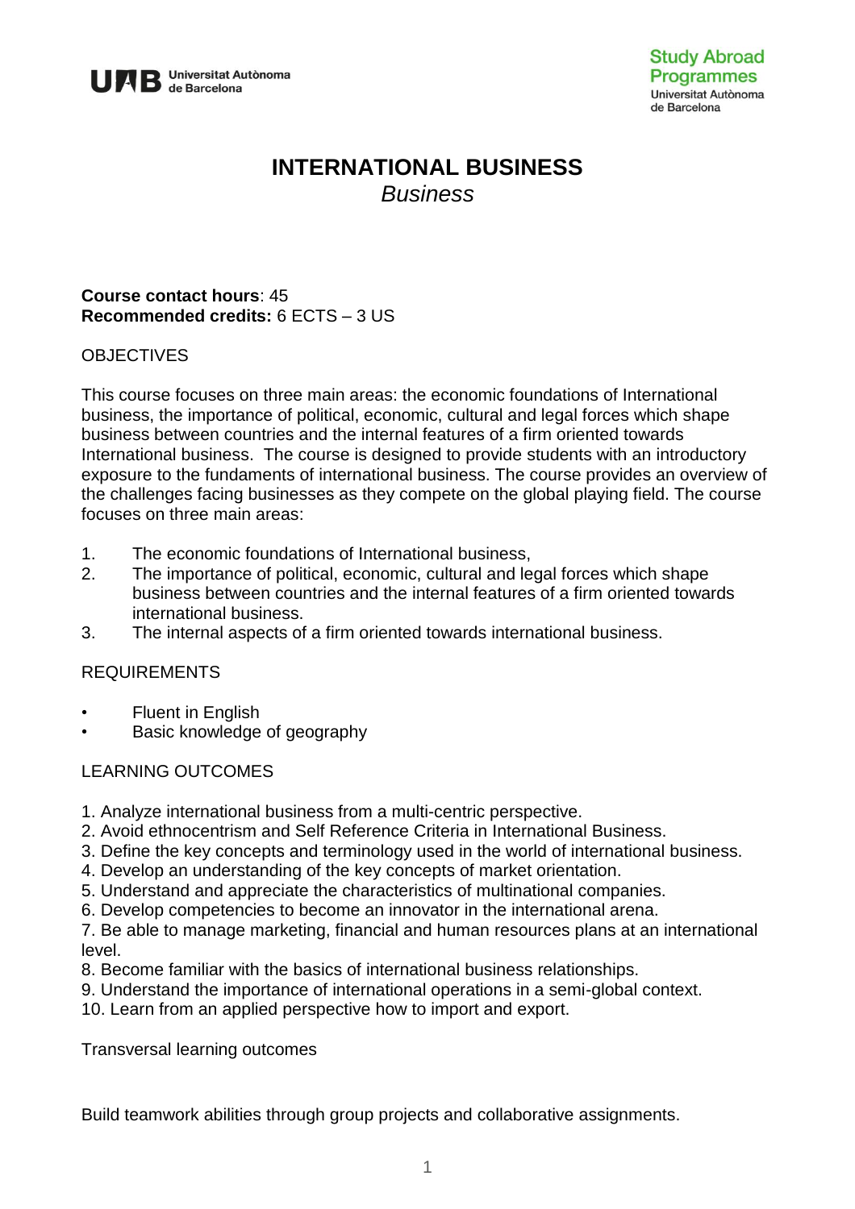# INTERNATIONAL BUSINESS

*Business*

**Course contact hours**: 45
**Recommended credits:** 6 ECTS – 3 US

## OBJECTIVES

This course focuses on three main areas: the economic foundations of International business, the importance of political, economic, cultural and legal forces which shape business between countries and the internal features of a firm oriented towards International business. The course is designed to provide students with an introductory exposure to the fundaments of international business. The course provides an overview of the challenges facing businesses as they compete on the global playing field. The course focuses on three main areas:

1. The economic foundations of International business,
2. The importance of political, economic, cultural and legal forces which shape business between countries and the internal features of a firm oriented towards international business.
3. The internal aspects of a firm oriented towards international business.

## REQUIREMENTS

- Fluent in English
- Basic knowledge of geography

## LEARNING OUTCOMES

1. Analyze international business from a multi-centric perspective.
2. Avoid ethnocentrism and Self Reference Criteria in International Business.
3. Define the key concepts and terminology used in the world of international business.
4. Develop an understanding of the key concepts of market orientation.
5. Understand and appreciate the characteristics of multinational companies.
6. Develop competencies to become an innovator in the international arena.
7. Be able to manage marketing, financial and human resources plans at an international level.
8. Become familiar with the basics of international business relationships.
9. Understand the importance of international operations in a semi-global context.
10. Learn from an applied perspective how to import and export.

Transversal learning outcomes

Build teamwork abilities through group projects and collaborative assignments.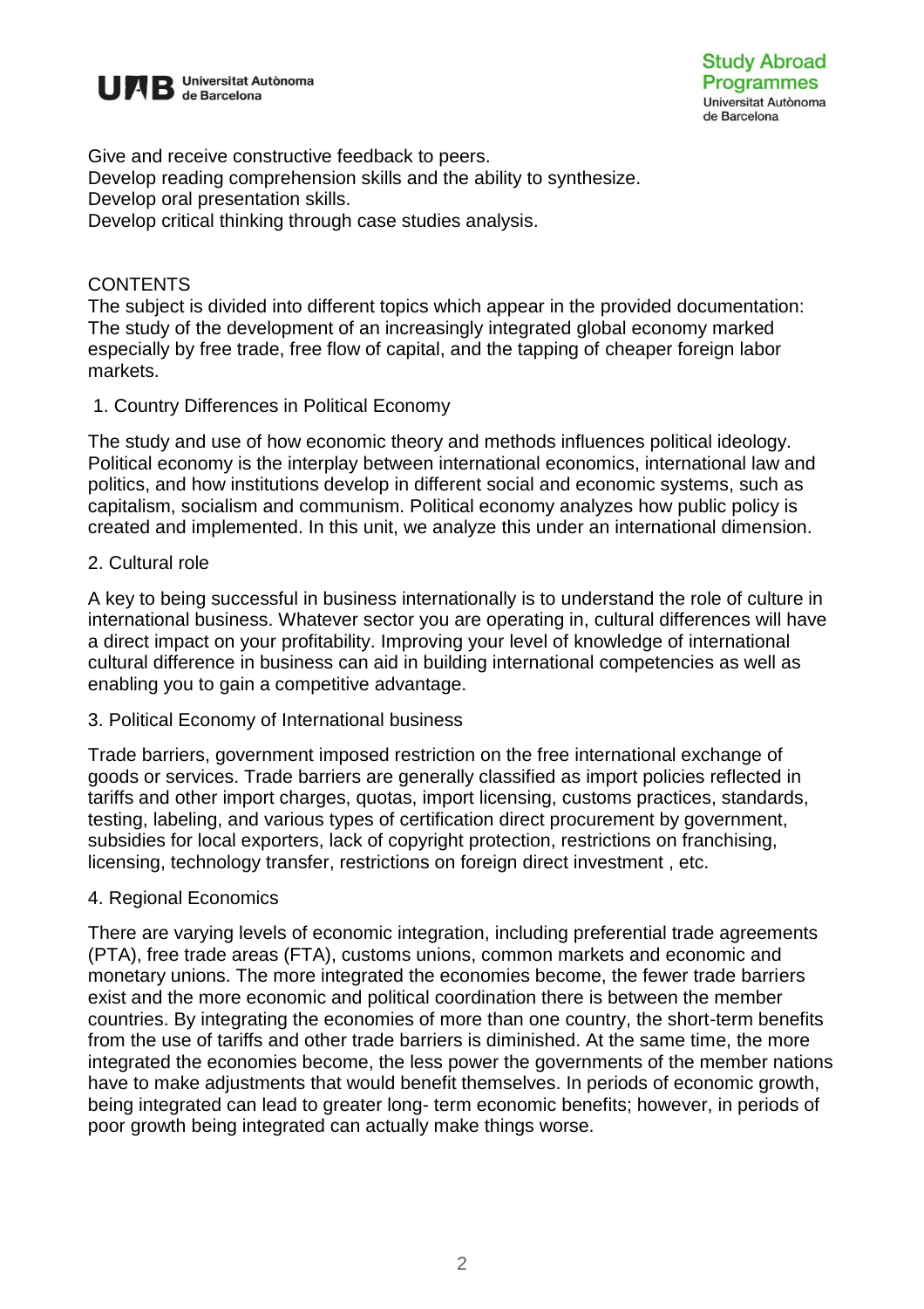Give and receive constructive feedback to peers.
Develop reading comprehension skills and the ability to synthesize.
Develop oral presentation skills.
Develop critical thinking through case studies analysis.

## CONTENTS

The subject is divided into different topics which appear in the provided documentation: The study of the development of an increasingly integrated global economy marked especially by free trade, free flow of capital, and the tapping of cheaper foreign labor markets.

### 1. Country Differences in Political Economy

The study and use of how economic theory and methods influences political ideology. Political economy is the interplay between international economics, international law and politics, and how institutions develop in different social and economic systems, such as capitalism, socialism and communism. Political economy analyzes how public policy is created and implemented. In this unit, we analyze this under an international dimension.

### 2. Cultural role

A key to being successful in business internationally is to understand the role of culture in international business. Whatever sector you are operating in, cultural differences will have a direct impact on your profitability. Improving your level of knowledge of international cultural difference in business can aid in building international competencies as well as enabling you to gain a competitive advantage.

### 3. Political Economy of International business

Trade barriers, government imposed restriction on the free international exchange of goods or services. Trade barriers are generally classified as import policies reflected in tariffs and other import charges, quotas, import licensing, customs practices, standards, testing, labeling, and various types of certification direct procurement by government, subsidies for local exporters, lack of copyright protection, restrictions on franchising, licensing, technology transfer, restrictions on foreign direct investment , etc.

### 4. Regional Economics

There are varying levels of economic integration, including preferential trade agreements (PTA), free trade areas (FTA), customs unions, common markets and economic and monetary unions. The more integrated the economies become, the fewer trade barriers exist and the more economic and political coordination there is between the member countries. By integrating the economies of more than one country, the short-term benefits from the use of tariffs and other trade barriers is diminished. At the same time, the more integrated the economies become, the less power the governments of the member nations have to make adjustments that would benefit themselves. In periods of economic growth, being integrated can lead to greater long- term economic benefits; however, in periods of poor growth being integrated can actually make things worse.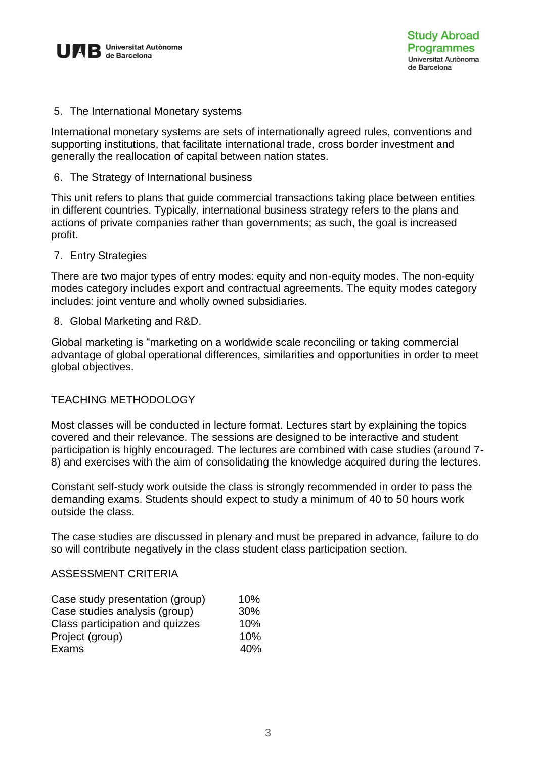5. The International Monetary systems

International monetary systems are sets of internationally agreed rules, conventions and supporting institutions, that facilitate international trade, cross border investment and generally the reallocation of capital between nation states.

6. The Strategy of International business

This unit refers to plans that guide commercial transactions taking place between entities in different countries. Typically, international business strategy refers to the plans and actions of private companies rather than governments; as such, the goal is increased profit.

7. Entry Strategies

There are two major types of entry modes: equity and non-equity modes. The non-equity modes category includes export and contractual agreements. The equity modes category includes: joint venture and wholly owned subsidiaries.

8. Global Marketing and R&D.

Global marketing is "marketing on a worldwide scale reconciling or taking commercial advantage of global operational differences, similarities and opportunities in order to meet global objectives.

## TEACHING METHODOLOGY

Most classes will be conducted in lecture format. Lectures start by explaining the topics covered and their relevance. The sessions are designed to be interactive and student participation is highly encouraged. The lectures are combined with case studies (around 7-8) and exercises with the aim of consolidating the knowledge acquired during the lectures.

Constant self-study work outside the class is strongly recommended in order to pass the demanding exams. Students should expect to study a minimum of 40 to 50 hours work outside the class.

The case studies are discussed in plenary and must be prepared in advance, failure to do so will contribute negatively in the class student class participation section.

## ASSESSMENT CRITERIA

| | |
|---|---|
| Case study presentation (group) | 10% |
| Case studies analysis (group) | 30% |
| Class participation and quizzes | 10% |
| Project (group) | 10% |
| Exams | 40% |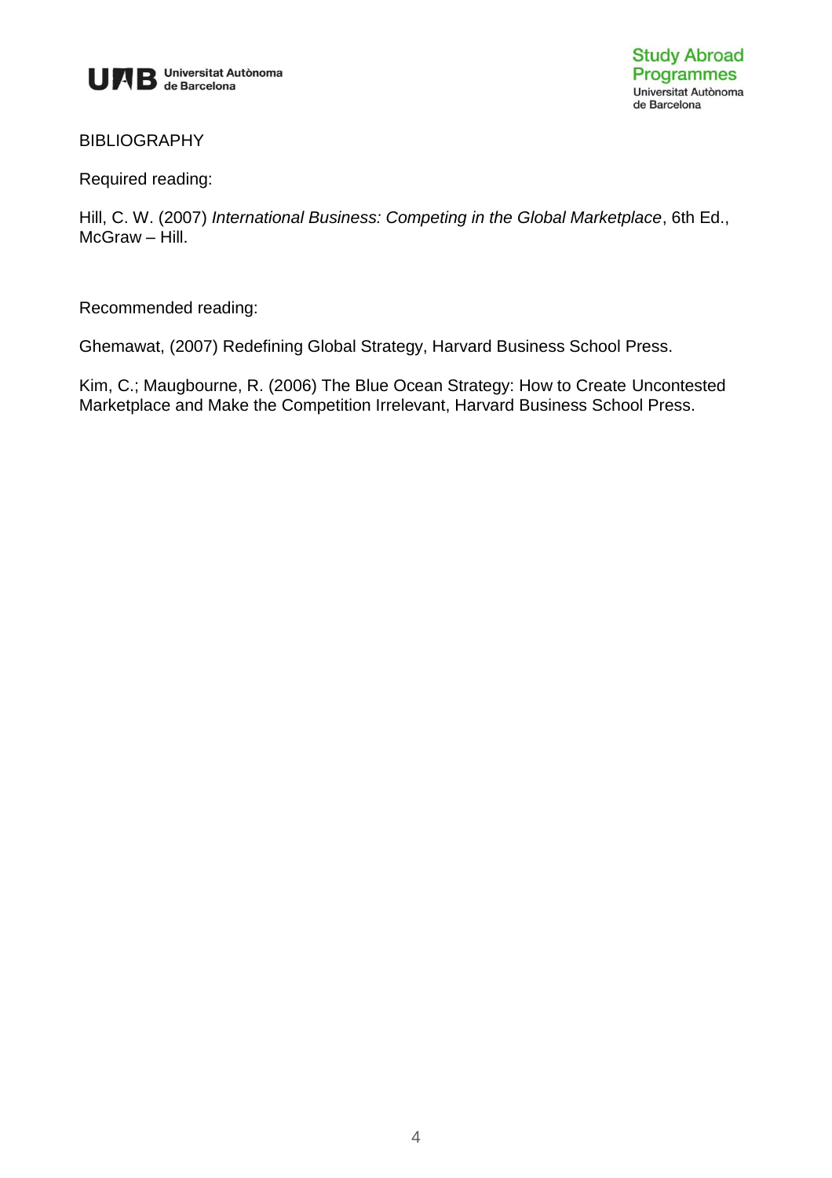BIBLIOGRAPHY

Required reading:

Hill, C. W. (2007) *International Business: Competing in the Global Marketplace*, 6th Ed., McGraw – Hill.

Recommended reading:

Ghemawat, (2007) Redefining Global Strategy, Harvard Business School Press.

Kim, C.; Maugbourne, R. (2006) The Blue Ocean Strategy: How to Create Uncontested Marketplace and Make the Competition Irrelevant, Harvard Business School Press.